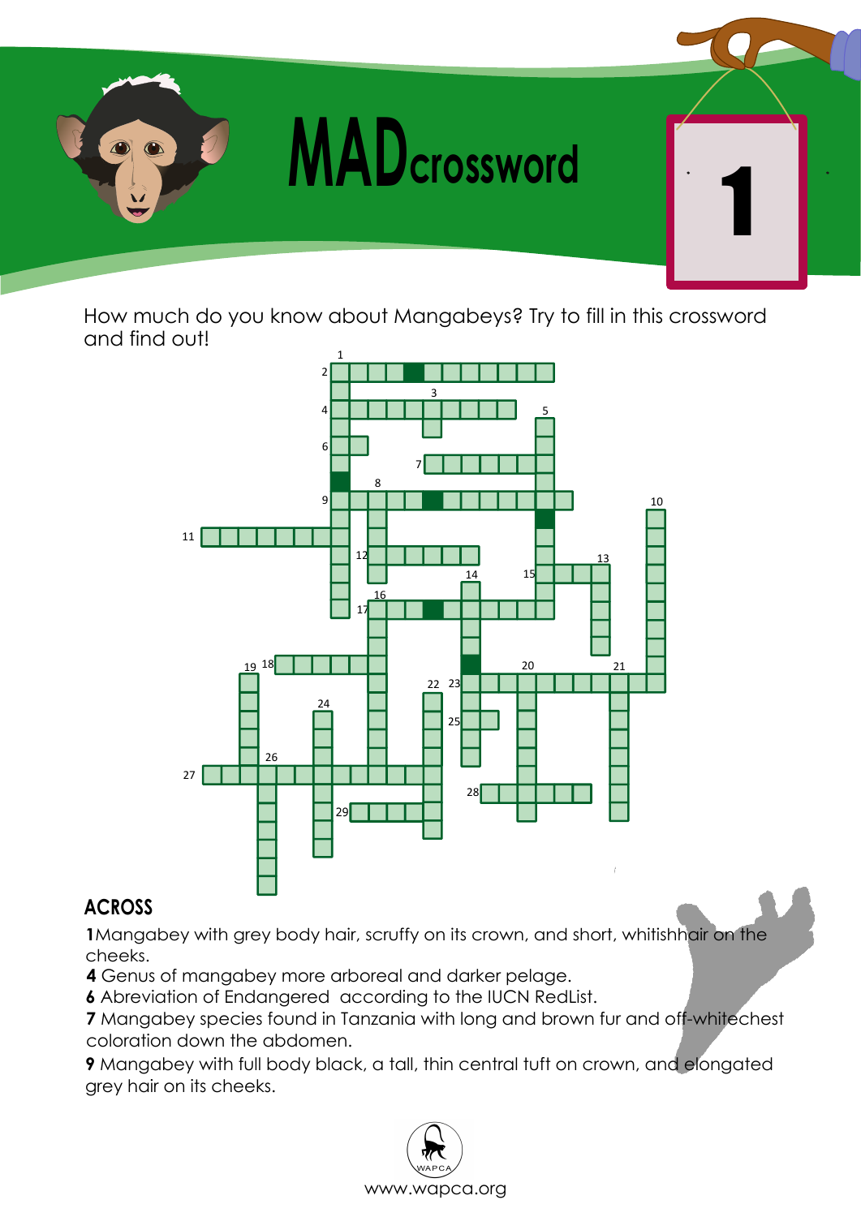# MAD crossword

1

How much do you know about Mangabeys? Try to fill in this crossword and find out!

## ACROSS

**1** Mangabey with grey body hair, scruffy on its crown, and short, whitishhair on the cheeks.

**4** Genus of mangabey more arboreal and darker pelage.

**6** Abreviation of Endangered according to the IUCN RedList.

**7** Mangabey species found in Tanzania with long and brown fur and off-whitechest coloration down the abdomen.

**9** Mangabey with full body black, a tall, thin central tuft on crown, and elongated grey hair on its cheeks.

www.wapca.org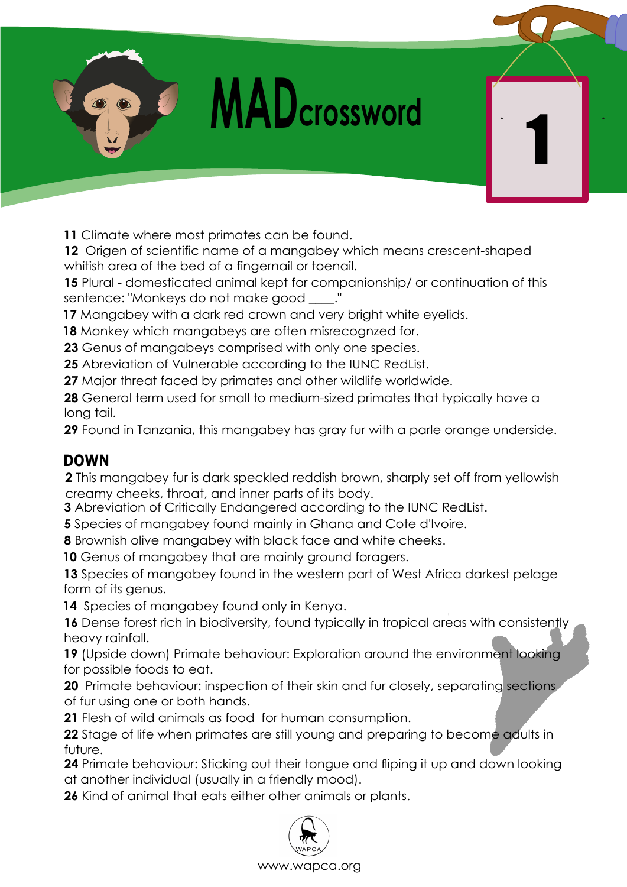# MADcrossword

1

**11** Climate where most primates can be found.
**12** Origen of scientific name of a mangabey which means crescent-shaped whitish area of the bed of a fingernail or toenail.
**15** Plural - domesticated animal kept for companionship/ or continuation of this sentence: "Monkeys do not make good ____."
**17** Mangabey with a dark red crown and very bright white eyelids.
**18** Monkey which mangabeys are often misrecognzed for.
**23** Genus of mangabeys comprised with only one species.
**25** Abreviation of Vulnerable according to the IUNC RedList.
**27** Major threat faced by primates and other wildlife worldwide.
**28** General term used for small to medium-sized primates that typically have a long tail.
**29** Found in Tanzania, this mangabey has gray fur with a parle orange underside.

## DOWN

**2** This mangabey fur is dark speckled reddish brown, sharply set off from yellowish creamy cheeks, throat, and inner parts of its body.
**3** Abreviation of Critically Endangered according to the IUNC RedList.
**5** Species of mangabey found mainly in Ghana and Cote d'Ivoire.
**8** Brownish olive mangabey with black face and white cheeks.
**10** Genus of mangabey that are mainly ground foragers.
**13** Species of mangabey found in the western part of West Africa darkest pelage form of its genus.
**14** Species of mangabey found only in Kenya.
**16** Dense forest rich in biodiversity, found typically in tropical areas with consistently heavy rainfall.
**19** (Upside down) Primate behaviour: Exploration around the environment looking for possible foods to eat.
**20** Primate behaviour: inspection of their skin and fur closely, separating sections of fur using one or both hands.
**21** Flesh of wild animals as food for human consumption.
**22** Stage of life when primates are still young and preparing to become adults in future.
**24** Primate behaviour: Sticking out their tongue and fliping it up and down looking at another individual (usually in a friendly mood).
**26** Kind of animal that eats either other animals or plants.

WAPCA

www.wapca.org